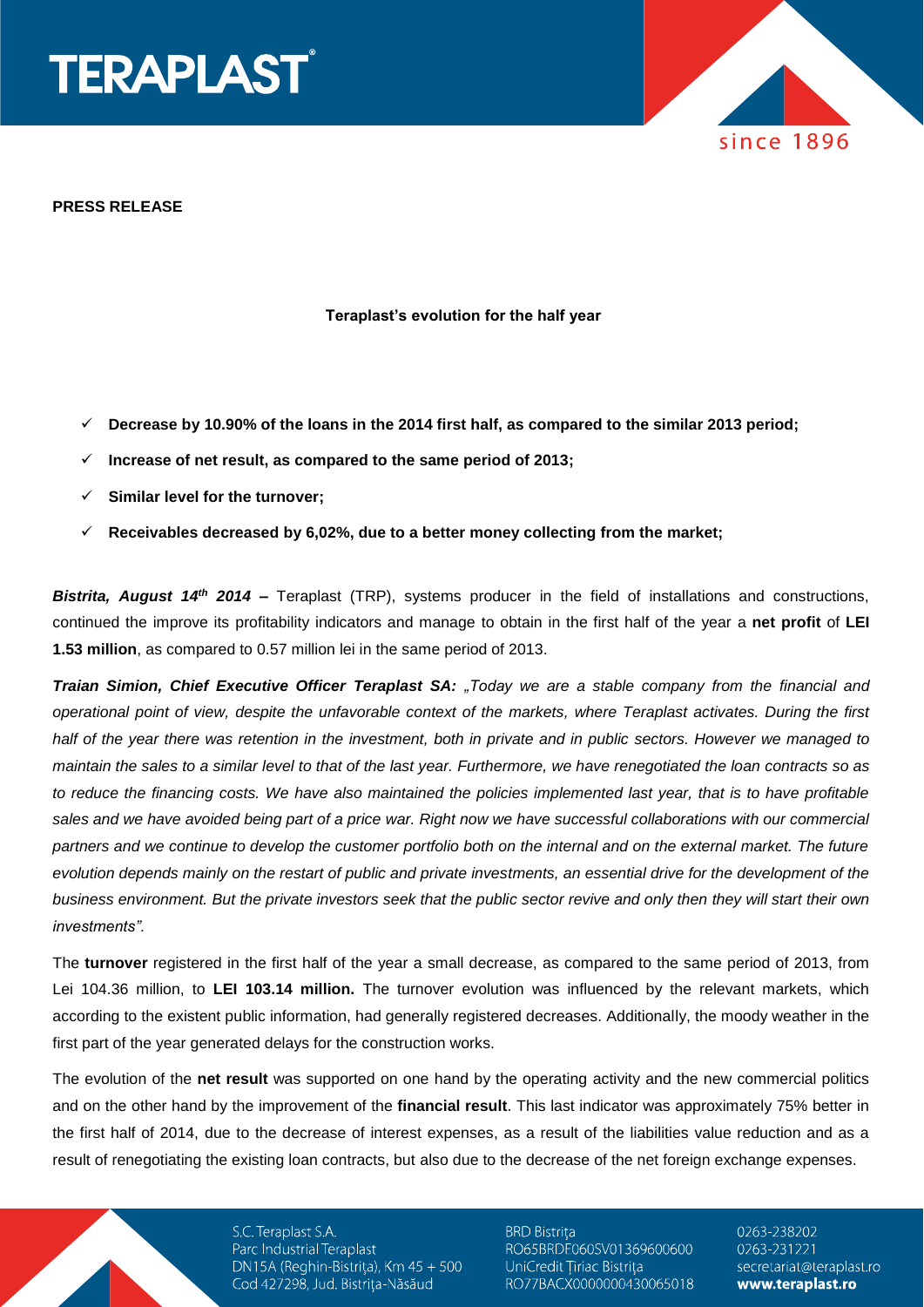**PRESS RELEASE**

**Teraplast's evolution for the half year**

- ✓ **Decrease by 10.90% of the loans in the 2014 first half, as compared to the similar 2013 period;**
- ✓ **Increase of net result, as compared to the same period of 2013;**
- ✓ **Similar level for the turnover;**
- ✓ **Receivables decreased by 6,02%, due to a better money collecting from the market;**

***Bistrita, August 14th 2014* –** Teraplast (TRP), systems producer in the field of installations and constructions, continued the improve its profitability indicators and manage to obtain in the first half of the year a **net profit** of **LEI 1.53 million**, as compared to 0.57 million lei in the same period of 2013.

***Traian Simion, Chief Executive Officer Teraplast SA:*** *„Today we are a stable company from the financial and operational point of view, despite the unfavorable context of the markets, where Teraplast activates. During the first half of the year there was retention in the investment, both in private and in public sectors. However we managed to maintain the sales to a similar level to that of the last year. Furthermore, we have renegotiated the loan contracts so as to reduce the financing costs. We have also maintained the policies implemented last year, that is to have profitable sales and we have avoided being part of a price war. Right now we have successful collaborations with our commercial partners and we continue to develop the customer portfolio both on the internal and on the external market. The future evolution depends mainly on the restart of public and private investments, an essential drive for the development of the business environment. But the private investors seek that the public sector revive and only then they will start their own investments".*

The **turnover** registered in the first half of the year a small decrease, as compared to the same period of 2013, from Lei 104.36 million, to **LEI 103.14 million.** The turnover evolution was influenced by the relevant markets, which according to the existent public information, had generally registered decreases. Additionally, the moody weather in the first part of the year generated delays for the construction works.

The evolution of the **net result** was supported on one hand by the operating activity and the new commercial politics and on the other hand by the improvement of the **financial result**. This last indicator was approximately 75% better in the first half of 2014, due to the decrease of interest expenses, as a result of the liabilities value reduction and as a result of renegotiating the existing loan contracts, but also due to the decrease of the net foreign exchange expenses.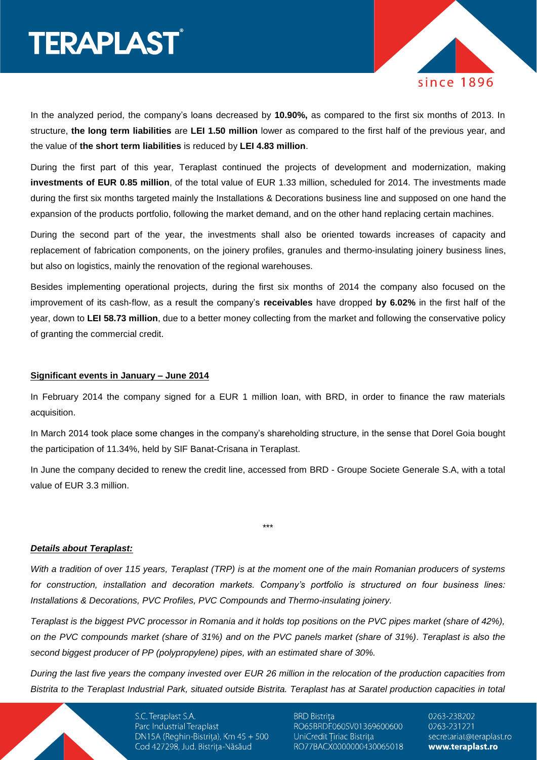In the analyzed period, the company's loans decreased by **10.90%,** as compared to the first six months of 2013. In structure, **the long term liabilities** are **LEI 1.50 million** lower as compared to the first half of the previous year, and the value of **the short term liabilities** is reduced by **LEI 4.83 million**.

During the first part of this year, Teraplast continued the projects of development and modernization, making **investments of EUR 0.85 million**, of the total value of EUR 1.33 million, scheduled for 2014. The investments made during the first six months targeted mainly the Installations & Decorations business line and supposed on one hand the expansion of the products portfolio, following the market demand, and on the other hand replacing certain machines.

During the second part of the year, the investments shall also be oriented towards increases of capacity and replacement of fabrication components, on the joinery profiles, granules and thermo-insulating joinery business lines, but also on logistics, mainly the renovation of the regional warehouses.

Besides implementing operational projects, during the first six months of 2014 the company also focused on the improvement of its cash-flow, as a result the company's **receivables** have dropped **by 6.02%** in the first half of the year, down to **LEI 58.73 million**, due to a better money collecting from the market and following the conservative policy of granting the commercial credit.

**Significant events in January – June 2014**

In February 2014 the company signed for a EUR 1 million loan, with BRD, in order to finance the raw materials acquisition.

In March 2014 took place some changes in the company's shareholding structure, in the sense that Dorel Goia bought the participation of 11.34%, held by SIF Banat-Crisana in Teraplast.

In June the company decided to renew the credit line, accessed from BRD - Groupe Societe Generale S.A, with a total value of EUR 3.3 million.

***

***Details about Teraplast:***

*With a tradition of over 115 years, Teraplast (TRP) is at the moment one of the main Romanian producers of systems for construction, installation and decoration markets. Company's portfolio is structured on four business lines: Installations & Decorations, PVC Profiles, PVC Compounds and Thermo-insulating joinery.*

*Teraplast is the biggest PVC processor in Romania and it holds top positions on the PVC pipes market (share of 42%), on the PVC compounds market (share of 31%) and on the PVC panels market (share of 31%). Teraplast is also the second biggest producer of PP (polypropylene) pipes, with an estimated share of 30%.*

*During the last five years the company invested over EUR 26 million in the relocation of the production capacities from Bistrita to the Teraplast Industrial Park, situated outside Bistrita. Teraplast has at Saratel production capacities in total*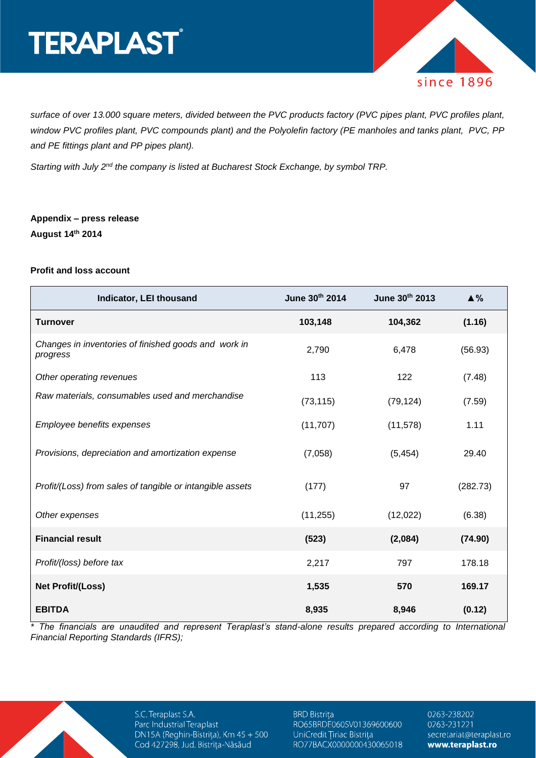*surface of over 13.000 square meters, divided between the PVC products factory (PVC pipes plant, PVC profiles plant, window PVC profiles plant, PVC compounds plant) and the Polyolefin factory (PE manholes and tanks plant, PVC, PP and PE fittings plant and PP pipes plant).*

*Starting with July 2nd the company is listed at Bucharest Stock Exchange, by symbol TRP.*

**Appendix – press release**
**August 14th 2014**

**Profit and loss account**

| Indicator, LEI thousand | June 30th 2014 | June 30th 2013 | ▲% |
|---|---|---|---|
| **Turnover** | **103,148** | **104,362** | **(1.16)** |
| *Changes in inventories of finished goods and work in progress* | 2,790 | 6,478 | (56.93) |
| *Other operating revenues* | 113 | 122 | (7.48) |
| *Raw materials, consumables used and merchandise* | (73,115) | (79,124) | (7.59) |
| *Employee benefits expenses* | (11,707) | (11,578) | 1.11 |
| *Provisions, depreciation and amortization expense* | (7,058) | (5,454) | 29.40 |
| *Profit/(Loss) from sales of tangible or intangible assets* | (177) | 97 | (282.73) |
| *Other expenses* | (11,255) | (12,022) | (6.38) |
| **Financial result** | **(523)** | **(2,084)** | **(74.90)** |
| *Profit/(loss) before tax* | 2,217 | 797 | 178.18 |
| **Net Profit/(Loss)** | **1,535** | **570** | **169.17** |
| **EBITDA** | **8,935** | **8,946** | **(0.12)** |

*\* The financials are unaudited and represent Teraplast's stand-alone results prepared according to International Financial Reporting Standards (IFRS);*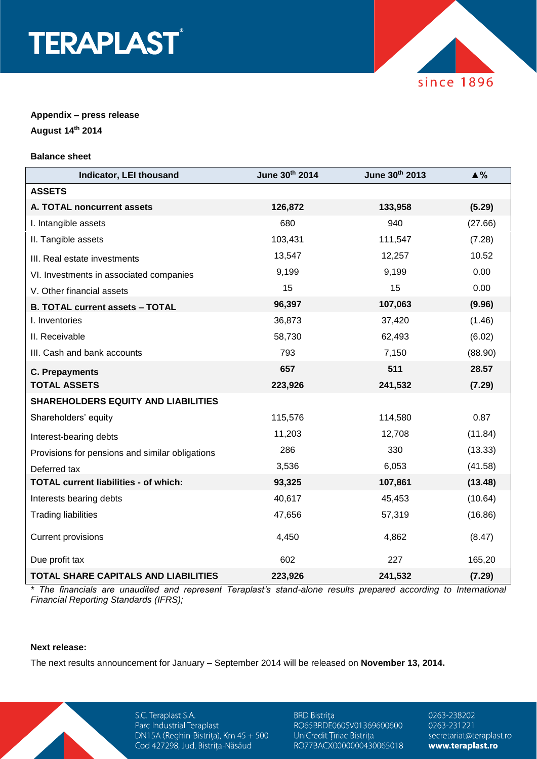**Appendix – press release**

**August 14th 2014**

**Balance sheet**

| Indicator, LEI thousand | June 30th 2014 | June 30th 2013 | ▲% |
|---|---|---|---|
| **ASSETS** | | | |
| **A. TOTAL noncurrent assets** | **126,872** | **133,958** | **(5.29)** |
| I. Intangible assets | 680 | 940 | (27.66) |
| II. Tangible assets | 103,431 | 111,547 | (7.28) |
| III. Real estate investments | 13,547 | 12,257 | 10.52 |
| VI. Investments in associated companies | 9,199 | 9,199 | 0.00 |
| V. Other financial assets | 15 | 15 | 0.00 |
| **B. TOTAL current assets – TOTAL** | **96,397** | **107,063** | **(9.96)** |
| I. Inventories | 36,873 | 37,420 | (1.46) |
| II. Receivable | 58,730 | 62,493 | (6.02) |
| III. Cash and bank accounts | 793 | 7,150 | (88.90) |
| **C. Prepayments** | **657** | **511** | **28.57** |
| **TOTAL ASSETS** | **223,926** | **241,532** | **(7.29)** |
| **SHAREHOLDERS EQUITY AND LIABILITIES** | | | |
| Shareholders' equity | 115,576 | 114,580 | 0.87 |
| Interest-bearing debts | 11,203 | 12,708 | (11.84) |
| Provisions for pensions and similar obligations | 286 | 330 | (13.33) |
| Deferred tax | 3,536 | 6,053 | (41.58) |
| **TOTAL current liabilities - of which:** | **93,325** | **107,861** | **(13.48)** |
| Interests bearing debts | 40,617 | 45,453 | (10.64) |
| Trading liabilities | 47,656 | 57,319 | (16.86) |
| Current provisions | 4,450 | 4,862 | (8.47) |
| Due profit tax | 602 | 227 | 165,20 |
| **TOTAL SHARE CAPITALS AND LIABILITIES** | **223,926** | **241,532** | **(7.29)** |

*\* The financials are unaudited and represent Teraplast's stand-alone results prepared according to International Financial Reporting Standards (IFRS);*

**Next release:**

The next results announcement for January – September 2014 will be released on **November 13, 2014.**

S.C. Teraplast S.A.
Parc Industrial Teraplast
DN15A (Reghin-Bistrița), Km 45 + 500
Cod 427298, Jud. Bistrița-Năsăud

BRD Bistrița
RO65BRDE060SV01369600600
UniCredit Țiriac Bistrița
RO77BACX0000000430065018

0263-238202
0263-231221
secretariat@teraplast.ro
**www.teraplast.ro**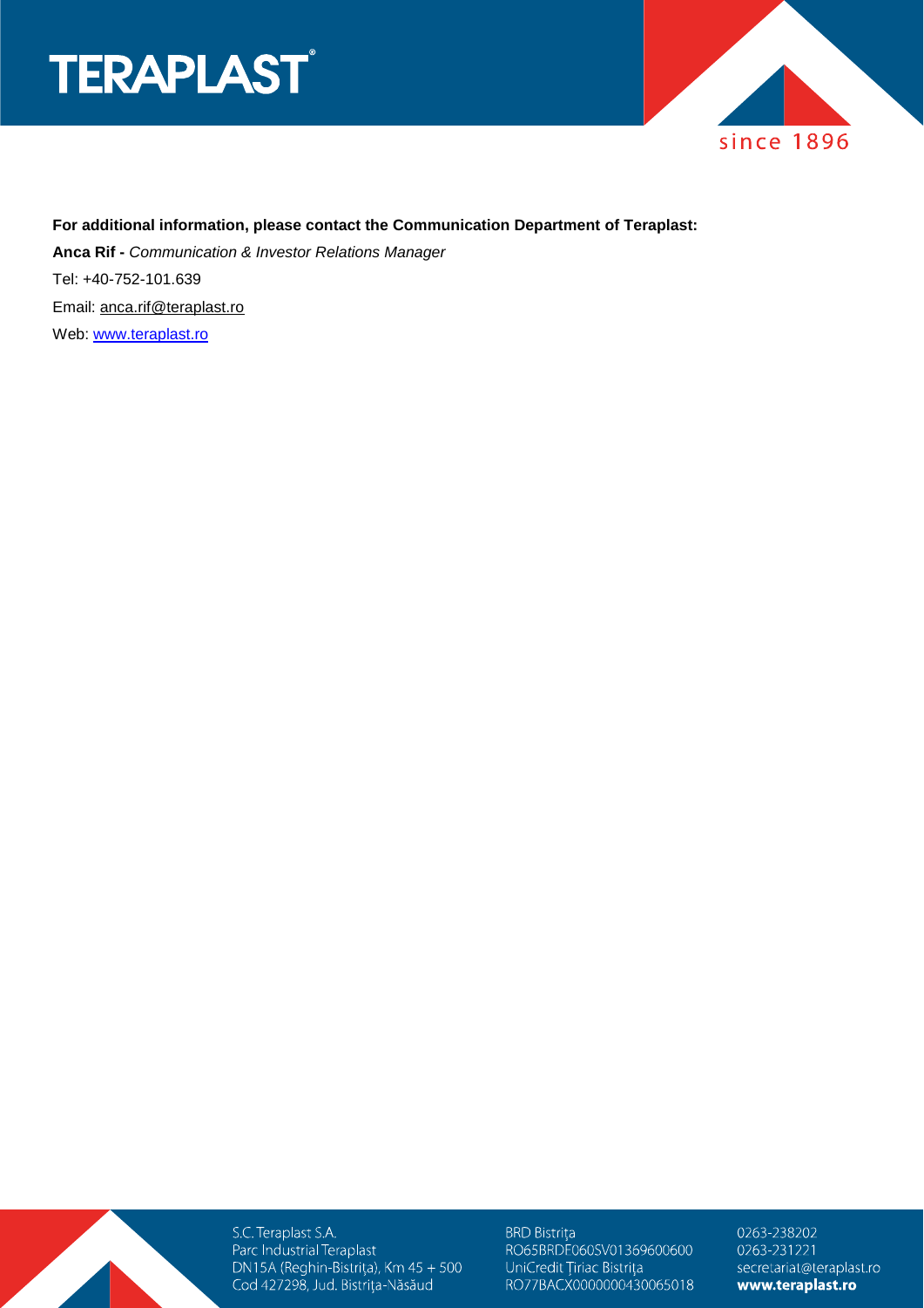**For additional information, please contact the Communication Department of Teraplast:**

**Anca Rif -** *Communication & Investor Relations Manager*

Tel: +40-752-101.639

Email: anca.rif@teraplast.ro

Web: www.teraplast.ro